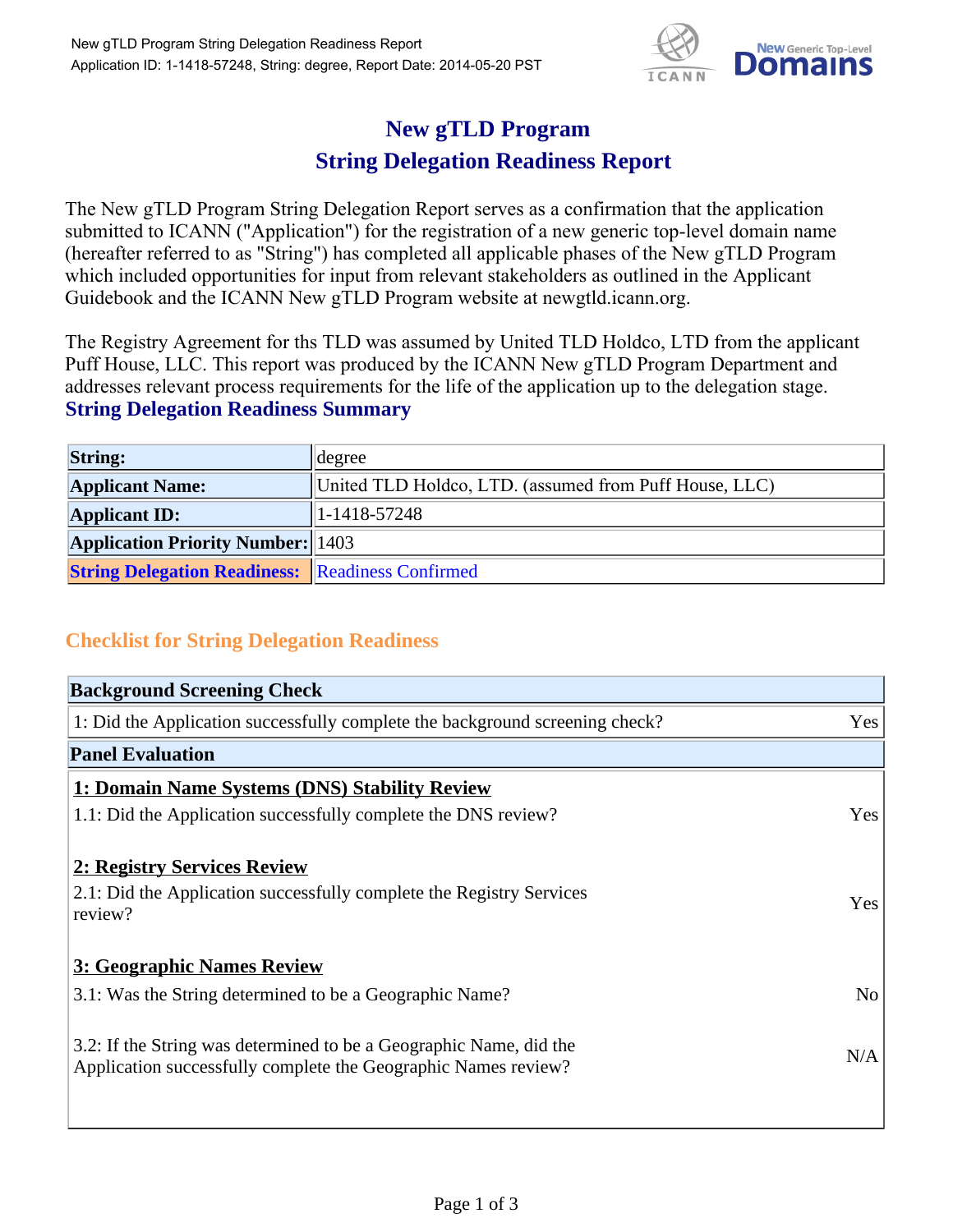# New gTLD Program
# String Delegation Readiness Report

The New gTLD Program String Delegation Report serves as a confirmation that the application submitted to ICANN ("Application") for the registration of a new generic top-level domain name (hereafter referred to as "String") has completed all applicable phases of the New gTLD Program which included opportunities for input from relevant stakeholders as outlined in the Applicant Guidebook and the ICANN New gTLD Program website at newgtld.icann.org.

The Registry Agreement for ths TLD was assumed by United TLD Holdco, LTD from the applicant Puff House, LLC. This report was produced by the ICANN New gTLD Program Department and addresses relevant process requirements for the life of the application up to the delegation stage.

## String Delegation Readiness Summary

| | |
|---|---|
| **String:** | degree |
| **Applicant Name:** | United TLD Holdco, LTD. (assumed from Puff House, LLC) |
| **Applicant ID:** | 1-1418-57248 |
| **Application Priority Number:** | 1403 |
| **String Delegation Readiness:** | Readiness Confirmed |

## Checklist for String Delegation Readiness

| **Background Screening Check** | |
|---|---|
| 1: Did the Application successfully complete the background screening check? | Yes |
| **Panel Evaluation** | |
| **1: Domain Name Systems (DNS) Stability Review** | |
| 1.1: Did the Application successfully complete the DNS review? | Yes |
| **2: Registry Services Review** | |
| 2.1: Did the Application successfully complete the Registry Services review? | Yes |
| **3: Geographic Names Review** | |
| 3.1: Was the String determined to be a Geographic Name? | No |
| 3.2: If the String was determined to be a Geographic Name, did the Application successfully complete the Geographic Names review? | N/A |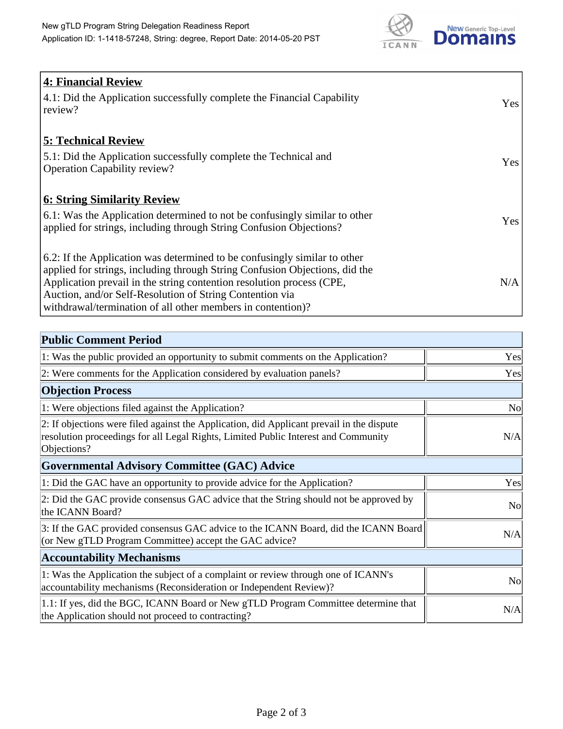| **4: Financial Review** | |
|---|---|
| 4.1: Did the Application successfully complete the Financial Capability review? | Yes |
| **5: Technical Review** | |
| 5.1: Did the Application successfully complete the Technical and Operation Capability review? | Yes |
| **6: String Similarity Review** | |
| 6.1: Was the Application determined to not be confusingly similar to other applied for strings, including through String Confusion Objections? | Yes |
| 6.2: If the Application was determined to be confusingly similar to other applied for strings, including through String Confusion Objections, did the Application prevail in the string contention resolution process (CPE, Auction, and/or Self-Resolution of String Contention via withdrawal/termination of all other members in contention)? | N/A |

| **Public Comment Period** | |
|---|---|
| 1: Was the public provided an opportunity to submit comments on the Application? | Yes |
| 2: Were comments for the Application considered by evaluation panels? | Yes |
| **Objection Process** | |
| 1: Were objections filed against the Application? | No |
| 2: If objections were filed against the Application, did Applicant prevail in the dispute resolution proceedings for all Legal Rights, Limited Public Interest and Community Objections? | N/A |
| **Governmental Advisory Committee (GAC) Advice** | |
| 1: Did the GAC have an opportunity to provide advice for the Application? | Yes |
| 2: Did the GAC provide consensus GAC advice that the String should not be approved by the ICANN Board? | No |
| 3: If the GAC provided consensus GAC advice to the ICANN Board, did the ICANN Board (or New gTLD Program Committee) accept the GAC advice? | N/A |
| **Accountability Mechanisms** | |
| 1: Was the Application the subject of a complaint or review through one of ICANN's accountability mechanisms (Reconsideration or Independent Review)? | No |
| 1.1: If yes, did the BGC, ICANN Board or New gTLD Program Committee determine that the Application should not proceed to contracting? | N/A |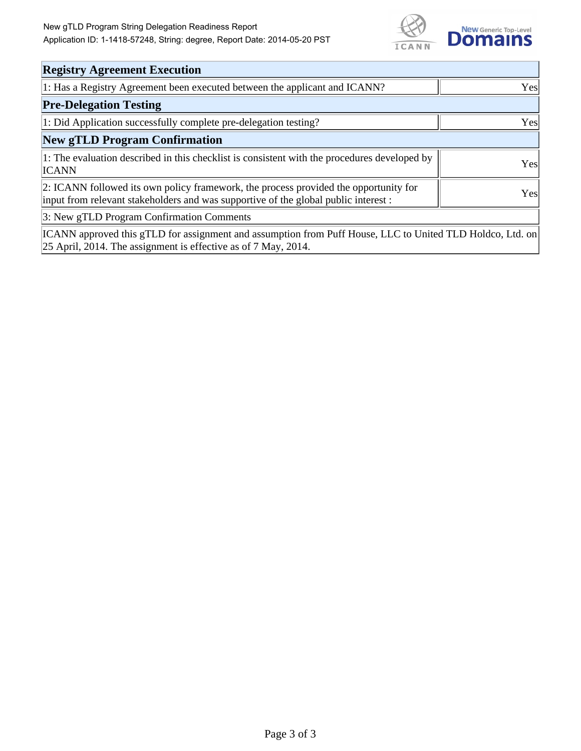| Registry Agreement Execution | |
|---|---|
| 1: Has a Registry Agreement been executed between the applicant and ICANN? | Yes |
| **Pre-Delegation Testing** | |
| 1: Did Application successfully complete pre-delegation testing? | Yes |
| **New gTLD Program Confirmation** | |
| 1: The evaluation described in this checklist is consistent with the procedures developed by ICANN | Yes |
| 2: ICANN followed its own policy framework, the process provided the opportunity for input from relevant stakeholders and was supportive of the global public interest : | Yes |
| 3: New gTLD Program Confirmation Comments | |
| ICANN approved this gTLD for assignment and assumption from Puff House, LLC to United TLD Holdco, Ltd. on 25 April, 2014. The assignment is effective as of 7 May, 2014. | |